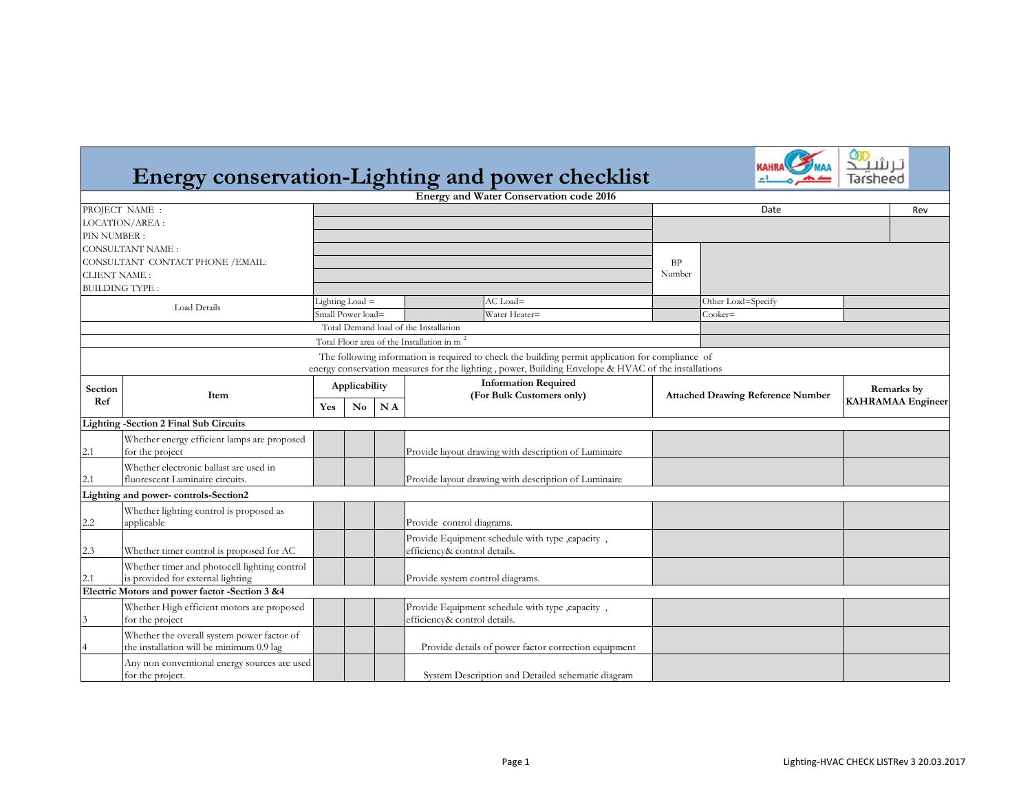# Energy conservation-Lighting and power checklist

KAHRAMAA ترشيد Tarsheed

**Energy and Water Conservation code 2016**

| | | | |
|---|---|---|---|
| PROJECT NAME : | | Date | Rev |
| LOCATION/AREA : | | | |
| PIN NUMBER : | | | |
| CONSULTANT NAME : | | BP Number | |
| CONSULTANT CONTACT PHONE /EMAIL: | | | |
| CLIENT NAME : | | | |
| BUILDING TYPE : | | | |

| Load Details | | | | |
|---|---|---|---|---|
| Lighting Load = | | AC Load= | | Other Load=Specify |
| Small Power load= | | Water Heater= | | Cooker= |
| Total Demand load of the Installation | | | | |
| Total Floor area of the Installation in $m^2$ | | | | |

The following information is required to check the building permit application for compliance of energy conservation measures for the lighting , power, Building Envelope & HVAC of the installations

| Section Ref | Item | Applicability | | | Information Required (For Bulk Customers only) | Attached Drawing Reference Number | Remarks by KAHRAMAA Engineer |
|---|---|---|---|---|---|---|---|
| | | Yes | No | N A | | | |
| **Lighting -Section 2 Final Sub Circuits** | | | | | | | |
| 2.1 | Whether energy efficient lamps are proposed for the project | | | | Provide layout drawing with description of Luminaire | | |
| 2.1 | Whether electronic ballast are used in fluorescent Luminaire circuits. | | | | Provide layout drawing with description of Luminaire | | |
| **Lighting and power- controls-Section2** | | | | | | | |
| 2.2 | Whether lighting control is proposed as applicable | | | | Provide control diagrams. | | |
| 2.3 | Whether timer control is proposed for AC | | | | Provide Equipment schedule with type ,capacity , efficiency& control details. | | |
| 2.1 | Whether timer and photocell lighting control is provided for external lighting | | | | Provide system control diagrams. | | |
| **Electric Motors and power factor -Section 3 &4** | | | | | | | |
| 3 | Whether High efficient motors are proposed for the project | | | | Provide Equipment schedule with type ,capacity , efficiency& control details. | | |
| 4 | Whether the overall system power factor of the installation will be minimum 0.9 lag | | | | Provide details of power factor correction equipment | | |
| | Any non conventional energy sources are used for the project. | | | | System Description and Detailed schematic diagram | | |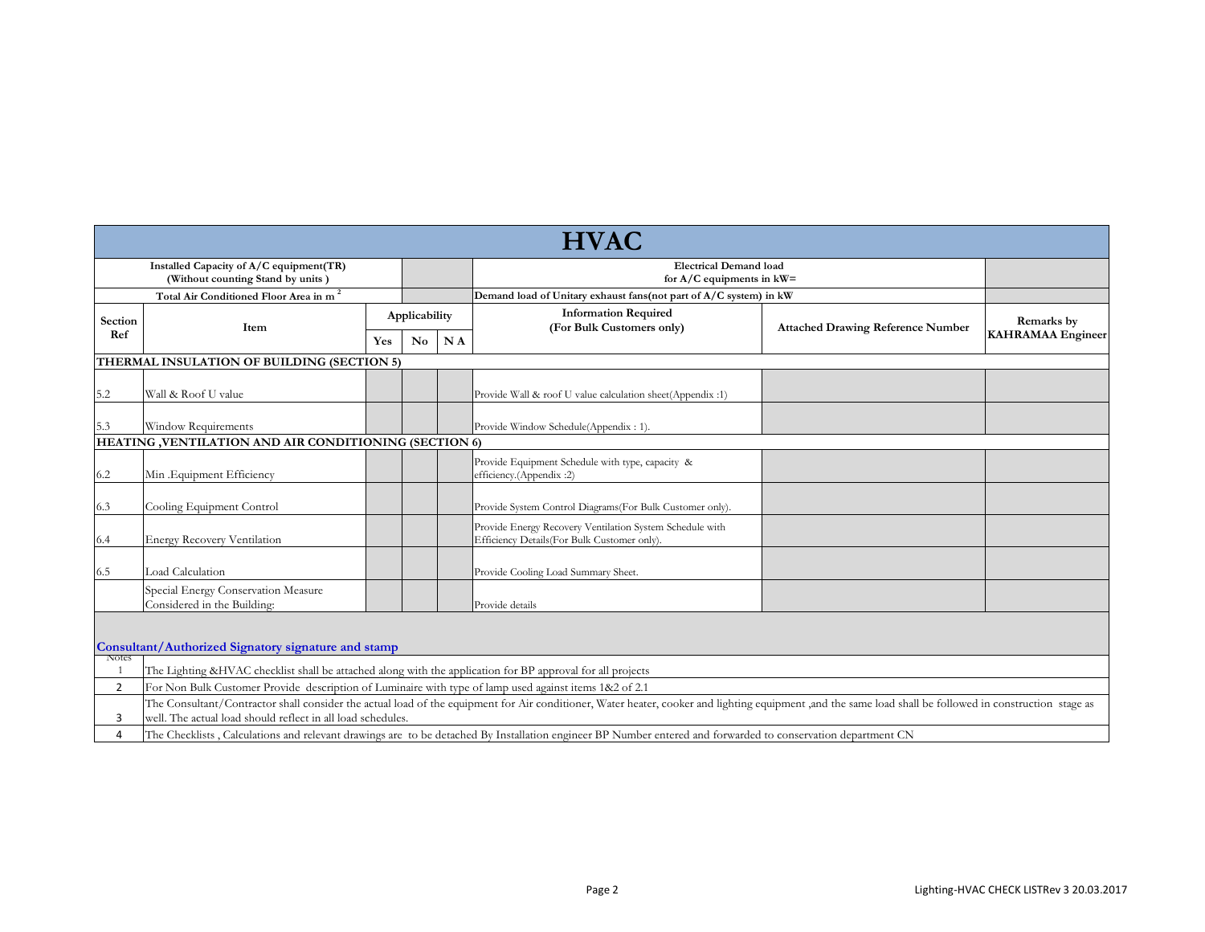# HVAC

| Installed Capacity of A/C equipment(TR) (Without counting Stand by units ) | | | | Electrical Demand load for A/C equipments in kW= | | |
|---|---|---|---|---|---|---|
| Total Air Conditioned Floor Area in $m^2$ | | | | Demand load of Unitary exhaust fans(not part of A/C system) in kW | | |

| Section Ref | Item | Applicability | | | Information Required (For Bulk Customers only) | Attached Drawing Reference Number | Remarks by KAHRAMAA Engineer |
|---|---|---|---|---|---|---|---|
| | | Yes | No | N A | | | |
| **THERMAL INSULATION OF BUILDING (SECTION 5)** | | | | | | | |
| 5.2 | Wall & Roof U value | | | | Provide Wall & roof U value calculation sheet(Appendix :1) | | |
| 5.3 | Window Requirements | | | | Provide Window Schedule(Appendix : 1). | | |
| **HEATING ,VENTILATION AND AIR CONDITIONING (SECTION 6)** | | | | | | | |
| 6.2 | Min .Equipment Efficiency | | | | Provide Equipment Schedule with type, capacity & efficiency.(Appendix :2) | | |
| 6.3 | Cooling Equipment Control | | | | Provide System Control Diagrams(For Bulk Customer only). | | |
| 6.4 | Energy Recovery Ventilation | | | | Provide Energy Recovery Ventilation System Schedule with Efficiency Details(For Bulk Customer only). | | |
| 6.5 | Load Calculation | | | | Provide Cooling Load Summary Sheet. | | |
| | Special Energy Conservation Measure Considered in the Building: | | | | Provide details | | |

**Consultant/Authorized Signatory signature and stamp**

| Notes | |
|---|---|
| 1 | The Lighting &HVAC checklist shall be attached along with the application for BP approval for all projects |
| 2 | For Non Bulk Customer Provide description of Luminaire with type of lamp used against items 1&2 of 2.1 |
| 3 | The Consultant/Contractor shall consider the actual load of the equipment for Air conditioner, Water heater, cooker and lighting equipment ,and the same load shall be followed in construction stage as well. The actual load should reflect in all load schedules. |
| 4 | The Checklists , Calculations and relevant drawings are to be detached By Installation engineer BP Number entered and forwarded to conservation department CN |